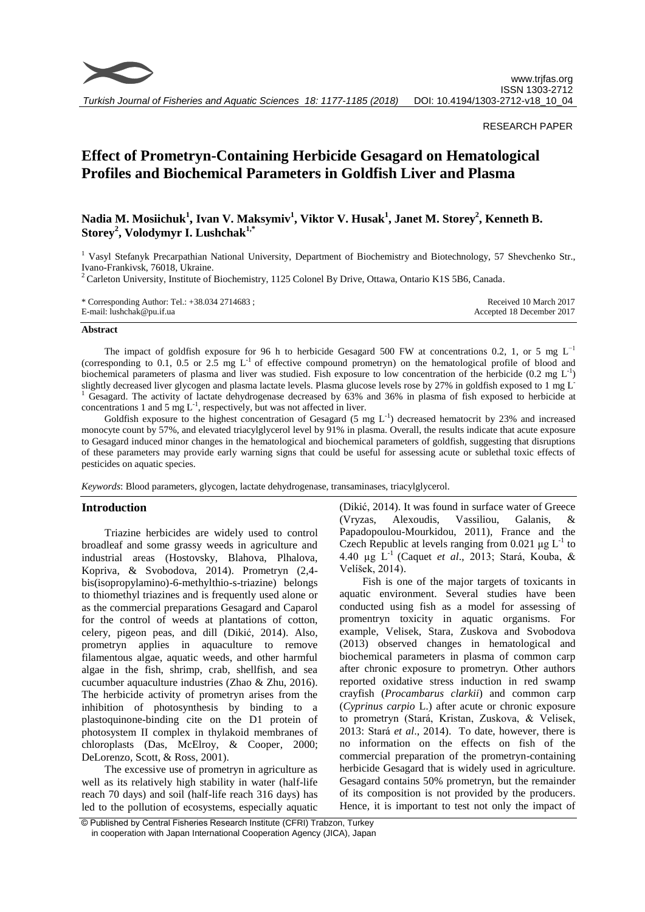RESEARCH PAPER

# Effect of Prometryn-Containing Herbicide Gesagard on Hematological Profiles and Biochemical Parameters in Goldfish Liver and Plasma

**Nadia M. Mosiichuk[1], Ivan V. Maksymiv[1], Viktor V. Husak[1], Janet M. Storey[2], Kenneth B. Storey[2], Volodymyr I. Lushchak[1,*]**

[1] Vasyl Stefanyk Precarpathian National University, Department of Biochemistry and Biotechnology, 57 Shevchenko Str., Ivano-Frankivsk, 76018, Ukraine.

[2] Carleton University, Institute of Biochemistry, 1125 Colonel By Drive, Ottawa, Ontario K1S 5B6, Canada.

\* Corresponding Author: Tel.: +38.034 2714683 ; E-mail: lushchak@pu.if.ua

Received 10 March 2017
Accepted 18 December 2017

### Abstract

The impact of goldfish exposure for 96 h to herbicide Gesagard 500 FW at concentrations 0.2, 1, or 5 mg $L^{-1}$ (corresponding to 0.1, 0.5 or 2.5 mg $L^{-1}$ of effective compound prometryn) on the hematological profile of blood and biochemical parameters of plasma and liver was studied. Fish exposure to low concentration of the herbicide (0.2 mg $L^{-1}$) slightly decreased liver glycogen and plasma lactate levels. Plasma glucose levels rose by 27% in goldfish exposed to 1 mg $L^{-1}$ Gesagard. The activity of lactate dehydrogenase decreased by 63% and 36% in plasma of fish exposed to herbicide at concentrations 1 and 5 mg $L^{-1}$, respectively, but was not affected in liver.

Goldfish exposure to the highest concentration of Gesagard (5 mg $L^{-1}$) decreased hematocrit by 23% and increased monocyte count by 57%, and elevated triacylglycerol level by 91% in plasma. Overall, the results indicate that acute exposure to Gesagard induced minor changes in the hematological and biochemical parameters of goldfish, suggesting that disruptions of these parameters may provide early warning signs that could be useful for assessing acute or sublethal toxic effects of pesticides on aquatic species.

*Keywords*: Blood parameters, glycogen, lactate dehydrogenase, transaminases, triacylglycerol.

## Introduction

Triazine herbicides are widely used to control broadleaf and some grassy weeds in agriculture and industrial areas (Hostovsky, Blahova, Plhalova, Kopriva, & Svobodova, 2014). Prometryn (2,4-bis(isopropylamino)-6-methylthio-s-triazine) belongs to thiomethyl triazines and is frequently used alone or as the commercial preparations Gesagard and Caparol for the control of weeds at plantations of cotton, celery, pigeon peas, and dill (Dikić, 2014). Also, prometryn applies in aquaculture to remove filamentous algae, aquatic weeds, and other harmful algae in the fish, shrimp, crab, shellfish, and sea cucumber aquaculture industries (Zhao & Zhu, 2016). The herbicide activity of prometryn arises from the inhibition of photosynthesis by binding to a plastoquinone-binding cite on the D1 protein of photosystem II complex in thylakoid membranes of chloroplasts (Das, McElroy, & Cooper, 2000; DeLorenzo, Scott, & Ross, 2001).

The excessive use of prometryn in agriculture as well as its relatively high stability in water (half-life reach 70 days) and soil (half-life reach 316 days) has led to the pollution of ecosystems, especially aquatic (Dikić, 2014). It was found in surface water of Greece (Vryzas, Alexoudis, Vassiliou, Galanis, & Papadopoulou-Mourkidou, 2011), France and the Czech Republic at levels ranging from 0.021 μg $L^{-1}$ to 4.40 μg $L^{-1}$ (Caquet *et al*., 2013; Stará, Kouba, & Velíšek, 2014).

Fish is one of the major targets of toxicants in aquatic environment. Several studies have been conducted using fish as a model for assessing of promentryn toxicity in aquatic organisms. For example, Velisek, Stara, Zuskova and Svobodova (2013) observed changes in hematological and biochemical parameters in plasma of common carp after chronic exposure to prometryn. Other authors reported oxidative stress induction in red swamp crayfish (*Procambarus clarkii*) and common carp (*Cyprinus carpio* L.) after acute or chronic exposure to prometryn (Stará, Kristan, Zuskova, & Velisek, 2013: Stará *et al*., 2014). To date, however, there is no information on the effects on fish of the commercial preparation of the prometryn-containing herbicide Gesagard that is widely used in agriculture. Gesagard contains 50% prometryn, but the remainder of its composition is not provided by the producers. Hence, it is important to test not only the impact of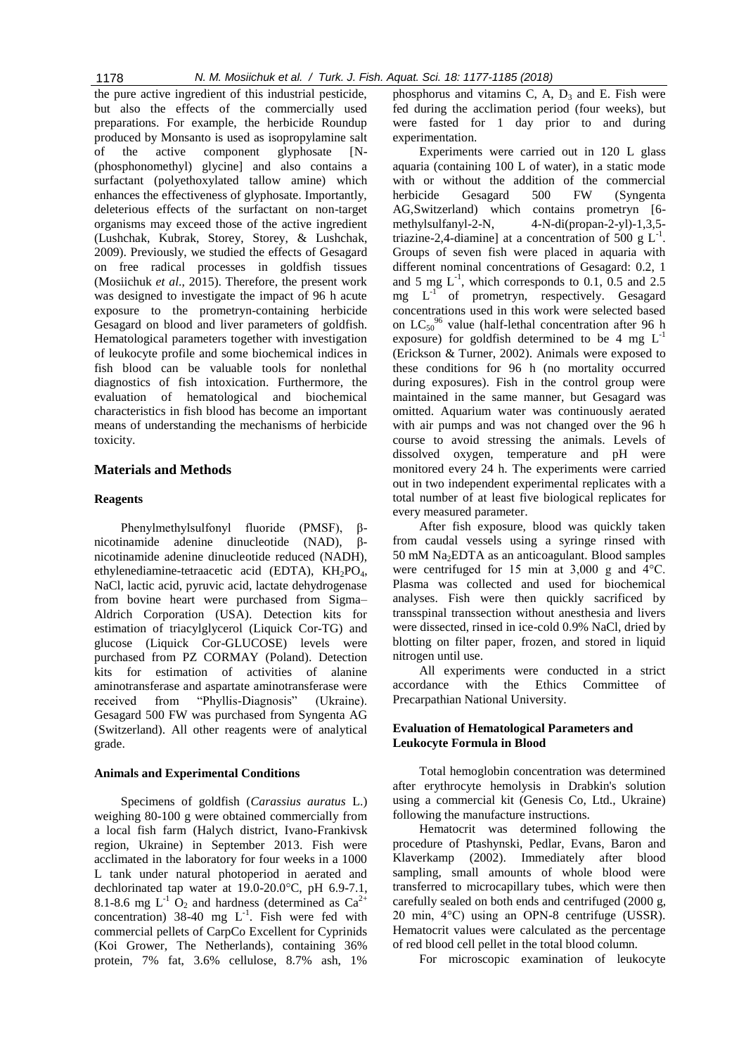the pure active ingredient of this industrial pesticide, but also the effects of the commercially used preparations. For example, the herbicide Roundup produced by Monsanto is used as isopropylamine salt of the active component glyphosate [N-(phosphonomethyl) glycine] and also contains a surfactant (polyethoxylated tallow amine) which enhances the effectiveness of glyphosate. Importantly, deleterious effects of the surfactant on non-target organisms may exceed those of the active ingredient (Lushchak, Kubrak, Storey, Storey, & Lushchak, 2009). Previously, we studied the effects of Gesagard on free radical processes in goldfish tissues (Mosiichuk *et al*., 2015). Therefore, the present work was designed to investigate the impact of 96 h acute exposure to the prometryn-containing herbicide Gesagard on blood and liver parameters of goldfish. Hematological parameters together with investigation of leukocyte profile and some biochemical indices in fish blood can be valuable tools for nonlethal diagnostics of fish intoxication. Furthermore, the evaluation of hematological and biochemical characteristics in fish blood has become an important means of understanding the mechanisms of herbicide toxicity.

## Materials and Methods

### Reagents

Phenylmethylsulfonyl fluoride (PMSF), β-nicotinamide adenine dinucleotide (NAD), β-nicotinamide adenine dinucleotide reduced (NADH), ethylenediamine-tetraacetic acid (EDTA), $KH_2PO_4$, NaCl, lactic acid, pyruvic acid, lactate dehydrogenase from bovine heart were purchased from Sigma–Aldrich Corporation (USA). Detection kits for estimation of triacylglycerol (Liquick Cor-TG) and glucose (Liquick Cor-GLUCOSE) levels were purchased from PZ CORMAY (Poland). Detection kits for estimation of activities of alanine aminotransferase and aspartate aminotransferase were received from "Phyllis-Diagnosis" (Ukraine). Gesagard 500 FW was purchased from Syngenta AG (Switzerland). All other reagents were of analytical grade.

### Animals and Experimental Conditions

Specimens of goldfish (*Carassius auratus* L.) weighing 80-100 g were obtained commercially from a local fish farm (Halych district, Ivano-Frankivsk region, Ukraine) in September 2013. Fish were acclimated in the laboratory for four weeks in a 1000 L tank under natural photoperiod in aerated and dechlorinated tap water at 19.0-20.0°C, pH 6.9-7.1, 8.1-8.6 mg $L^{-1}$ $O_2$ and hardness (determined as $Ca^{2+}$ concentration) 38-40 mg $L^{-1}$. Fish were fed with commercial pellets of CarpCo Excellent for Cyprinids (Koi Grower, The Netherlands), containing 36% protein, 7% fat, 3.6% cellulose, 8.7% ash, 1% phosphorus and vitamins C, A, $D_3$ and E. Fish were fed during the acclimation period (four weeks), but were fasted for 1 day prior to and during experimentation.

Experiments were carried out in 120 L glass aquaria (containing 100 L of water), in a static mode with or without the addition of the commercial herbicide Gesagard 500 FW (Syngenta AG,Switzerland) which contains prometryn [6-methylsulfanyl-2-N, 4-N-di(propan-2-yl)-1,3,5-triazine-2,4-diamine] at a concentration of 500 g $L^{-1}$. Groups of seven fish were placed in aquaria with different nominal concentrations of Gesagard: 0.2, 1 and 5 mg $L^{-1}$, which corresponds to 0.1, 0.5 and 2.5 mg $L^{-1}$ of prometryn, respectively. Gesagard concentrations used in this work were selected based on $LC_{50}^{96}$ value (half-lethal concentration after 96 h exposure) for goldfish determined to be 4 mg $L^{-1}$ (Erickson & Turner, 2002). Animals were exposed to these conditions for 96 h (no mortality occurred during exposures). Fish in the control group were maintained in the same manner, but Gesagard was omitted. Aquarium water was continuously aerated with air pumps and was not changed over the 96 h course to avoid stressing the animals. Levels of dissolved oxygen, temperature and pH were monitored every 24 h. The experiments were carried out in two independent experimental replicates with a total number of at least five biological replicates for every measured parameter.

After fish exposure, blood was quickly taken from caudal vessels using a syringe rinsed with 50 mM $Na_2EDTA$ as an anticoagulant. Blood samples were centrifuged for 15 min at 3,000 g and 4°C. Plasma was collected and used for biochemical analyses. Fish were then quickly sacrificed by transspinal transsection without anesthesia and livers were dissected, rinsed in ice-cold 0.9% NaCl, dried by blotting on filter paper, frozen, and stored in liquid nitrogen until use.

All experiments were conducted in a strict accordance with the Ethics Committee of Precarpathian National University.

### Evaluation of Hematological Parameters and Leukocyte Formula in Blood

Total hemoglobin concentration was determined after erythrocyte hemolysis in Drabkin's solution using a commercial kit (Genesis Co, Ltd., Ukraine) following the manufacture instructions.

Hematocrit was determined following the procedure of Ptashynski, Pedlar, Evans, Baron and Klaverkamp (2002). Immediately after blood sampling, small amounts of whole blood were transferred to microcapillary tubes, which were then carefully sealed on both ends and centrifuged (2000 g, 20 min, 4°C) using an OPN-8 centrifuge (USSR). Hematocrit values were calculated as the percentage of red blood cell pellet in the total blood column.

For microscopic examination of leukocyte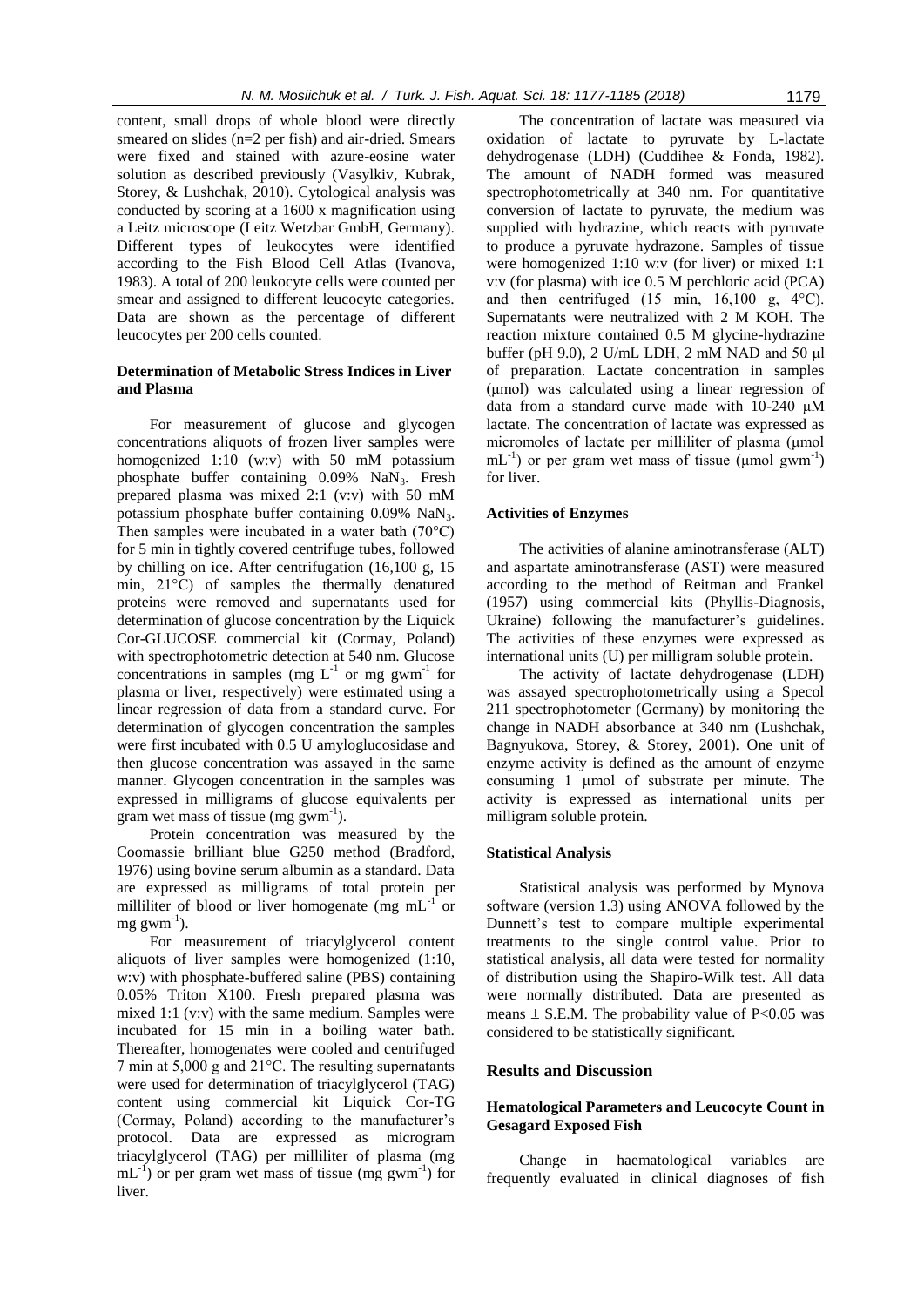content, small drops of whole blood were directly smeared on slides (n=2 per fish) and air-dried. Smears were fixed and stained with azure-eosine water solution as described previously (Vasylkiv, Kubrak, Storey, & Lushchak, 2010). Cytological analysis was conducted by scoring at a 1600 x magnification using a Leitz microscope (Leitz Wetzbar GmbH, Germany). Different types of leukocytes were identified according to the Fish Blood Cell Atlas (Ivanova, 1983). A total of 200 leukocyte cells were counted per smear and assigned to different leucocyte categories. Data are shown as the percentage of different leucocytes per 200 cells counted.

### Determination of Metabolic Stress Indices in Liver and Plasma

For measurement of glucose and glycogen concentrations aliquots of frozen liver samples were homogenized 1:10 (w:v) with 50 mM potassium phosphate buffer containing 0.09% $NaN_3$. Fresh prepared plasma was mixed 2:1 (v:v) with 50 mM potassium phosphate buffer containing 0.09% $NaN_3$. Then samples were incubated in a water bath (70°C) for 5 min in tightly covered centrifuge tubes, followed by chilling on ice. After centrifugation (16,100 g, 15 min, 21°C) of samples the thermally denatured proteins were removed and supernatants used for determination of glucose concentration by the Liquick Cor-GLUCOSE commercial kit (Cormay, Poland) with spectrophotometric detection at 540 nm. Glucose concentrations in samples (mg $L^{-1}$ or mg $gwm^{-1}$ for plasma or liver, respectively) were estimated using a linear regression of data from a standard curve. For determination of glycogen concentration the samples were first incubated with 0.5 U amyloglucosidase and then glucose concentration was assayed in the same manner. Glycogen concentration in the samples was expressed in milligrams of glucose equivalents per gram wet mass of tissue (mg $gwm^{-1}$).

Protein concentration was measured by the Coomassie brilliant blue G250 method (Bradford, 1976) using bovine serum albumin as a standard. Data are expressed as milligrams of total protein per milliliter of blood or liver homogenate (mg $mL^{-1}$ or mg $gwm^{-1}$).

For measurement of triacylglycerol content aliquots of liver samples were homogenized (1:10, w:v) with phosphate-buffered saline (PBS) containing 0.05% Triton X100. Fresh prepared plasma was mixed 1:1 (v:v) with the same medium. Samples were incubated for 15 min in a boiling water bath. Thereafter, homogenates were cooled and centrifuged 7 min at 5,000 g and 21°C. The resulting supernatants were used for determination of triacylglycerol (TAG) content using commercial kit Liquick Cor-TG (Cormay, Poland) according to the manufacturer's protocol. Data are expressed as microgram triacylglycerol (TAG) per milliliter of plasma (mg $mL^{-1}$) or per gram wet mass of tissue (mg $gwm^{-1}$) for liver.

The concentration of lactate was measured via oxidation of lactate to pyruvate by L-lactate dehydrogenase (LDH) (Cuddihee & Fonda, 1982). The amount of NADH formed was measured spectrophotometrically at 340 nm. For quantitative conversion of lactate to pyruvate, the medium was supplied with hydrazine, which reacts with pyruvate to produce a pyruvate hydrazone. Samples of tissue were homogenized 1:10 w:v (for liver) or mixed 1:1 v:v (for plasma) with ice 0.5 M perchloric acid (PCA) and then centrifuged (15 min, 16,100 g, 4°C). Supernatants were neutralized with 2 M KOH. The reaction mixture contained 0.5 M glycine-hydrazine buffer (pH 9.0), 2 U/mL LDH, 2 mM NAD and 50 μl of preparation. Lactate concentration in samples (μmol) was calculated using a linear regression of data from a standard curve made with 10-240 μM lactate. The concentration of lactate was expressed as micromoles of lactate per milliliter of plasma (μmol $mL^{-1}$) or per gram wet mass of tissue (μmol $gwm^{-1}$) for liver.

### Activities of Enzymes

The activities of alanine aminotransferase (ALT) and aspartate aminotransferase (AST) were measured according to the method of Reitman and Frankel (1957) using commercial kits (Phyllis-Diagnosis, Ukraine) following the manufacturer's guidelines. The activities of these enzymes were expressed as international units (U) per milligram soluble protein.

The activity of lactate dehydrogenase (LDH) was assayed spectrophotometrically using a Specol 211 spectrophotometer (Germany) by monitoring the change in NADH absorbance at 340 nm (Lushchak, Bagnyukova, Storey, & Storey, 2001). One unit of enzyme activity is defined as the amount of enzyme consuming 1 μmol of substrate per minute. The activity is expressed as international units per milligram soluble protein.

### Statistical Analysis

Statistical analysis was performed by Mynova software (version 1.3) using ANOVA followed by the Dunnett's test to compare multiple experimental treatments to the single control value. Prior to statistical analysis, all data were tested for normality of distribution using the Shapiro-Wilk test. All data were normally distributed. Data are presented as means ± S.E.M. The probability value of $P<0.05$ was considered to be statistically significant.

## Results and Discussion

### Hematological Parameters and Leucocyte Count in Gesagard Exposed Fish

Change in haematological variables are frequently evaluated in clinical diagnoses of fish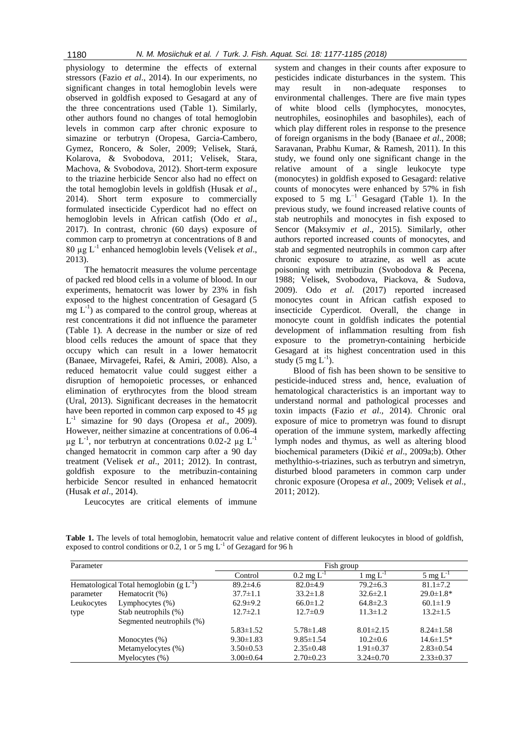physiology to determine the effects of external stressors (Fazio *et al*., 2014). In our experiments, no significant changes in total hemoglobin levels were observed in goldfish exposed to Gesagard at any of the three concentrations used (Table 1). Similarly, other authors found no changes of total hemoglobin levels in common carp after chronic exposure to simazine or terbutryn (Oropesa, Garcia-Cambero, Gymez, Roncero, & Soler, 2009; Velisek, Stará, Kolarova, & Svobodova, 2011; Velisek, Stara, Machova, & Svobodova, 2012). Short-term exposure to the triazine herbicide Sencor also had no effect on the total hemoglobin levels in goldfish (Husak *et al*., 2014). Short term exposure to commercially formulated insecticide Cyperdicot had no effect on hemoglobin levels in African catfish (Odo *et al*., 2017). In contrast, chronic (60 days) exposure of common carp to prometryn at concentrations of 8 and 80 µg $L^{-1}$ enhanced hemoglobin levels (Velisek *et al*., 2013).

The hematocrit measures the volume percentage of packed red blood cells in a volume of blood. In our experiments, hematocrit was lower by 23% in fish exposed to the highest concentration of Gesagard (5 mg $L^{-1}$) as compared to the control group, whereas at rest concentrations it did not influence the parameter (Table 1). A decrease in the number or size of red blood cells reduces the amount of space that they occupy which can result in a lower hematocrit (Banaee, Mirvagefei, Rafei, & Amiri, 2008). Also, a reduced hematocrit value could suggest either a disruption of hemopoietic processes, or enhanced elimination of erythrocytes from the blood stream (Ural, 2013). Significant decreases in the hematocrit have been reported in common carp exposed to 45 µg $L^{-1}$ simazine for 90 days (Oropesa *et al*., 2009). However, neither simazine at concentrations of 0.06-4 µg $L^{-1}$, nor terbutryn at concentrations 0.02-2 µg $L^{-1}$ changed hematocrit in common carp after a 90 day treatment (Velisek *et al*., 2011; 2012). In contrast, goldfish exposure to the metribuzin-containing herbicide Sencor resulted in enhanced hematocrit (Husak *et al*., 2014).

Leucocytes are critical elements of immune system and changes in their counts after exposure to pesticides indicate disturbances in the system. This may result in non-adequate responses to environmental challenges. There are five main types of white blood cells (lymphocytes, monocytes, neutrophiles, eosinophiles and basophiles), each of which play different roles in response to the presence of foreign organisms in the body (Banaee *et al*., 2008; Saravanan, Prabhu Kumar, & Ramesh, 2011). In this study, we found only one significant change in the relative amount of a single leukocyte type (monocytes) in goldfish exposed to Gesagard: relative counts of monocytes were enhanced by 57% in fish exposed to 5 mg $L^{-1}$ Gesagard (Table 1). In the previous study, we found increased relative counts of stab neutrophils and monocytes in fish exposed to Sencor (Maksymiv *et al*., 2015). Similarly, other authors reported increased counts of monocytes, and stab and segmented neutrophils in common carp after chronic exposure to atrazine, as well as acute poisoning with metribuzin (Svobodova & Pecena, 1988; Velisek, Svobodova, Piackova, & Sudova, 2009). Odo *et al.* (2017) reported increased monocytes count in African catfish exposed to insecticide Cyperdicot. Overall, the change in monocyte count in goldfish indicates the potential development of inflammation resulting from fish exposure to the prometryn-containing herbicide Gesagard at its highest concentration used in this study (5 mg $L^{-1}$).

Blood of fish has been shown to be sensitive to pesticide-induced stress and, hence, evaluation of hematological characteristics is an important way to understand normal and pathological processes and toxin impacts (Fazio *et al*., 2014). Chronic oral exposure of mice to prometryn was found to disrupt operation of the immune system, markedly affecting lymph nodes and thymus, as well as altering blood biochemical parameters (Dikić *et al*., 2009a;b). Other methylthio-s-triazines, such as terbutryn and simetryn, disturbed blood parameters in common carp under chronic exposure (Oropesa *et al*., 2009; Velisek *et al*., 2011; 2012).

**Table 1.** The levels of total hemoglobin, hematocrit value and relative content of different leukocytes in blood of goldfish, exposed to control conditions or 0.2, 1 or 5 mg $L^{-1}$ of Gezagard for 96 h

| Parameter | | Fish group | | | |
|---|---|---|---|---|---|
| | | Control | 0.2 mg $L^{-1}$ | 1 mg $L^{-1}$ | 5 mg $L^{-1}$ |
| Hematological parameter | Total hemoglobin (g $L^{-1}$) | 89.2±4.6 | 82.0±4.9 | 79.2±6.3 | 81.1±7.2 |
| | Hematocrit (%) | 37.7±1.1 | 33.2±1.8 | 32.6±2.1 | 29.0±1.8* |
| Leukocytes type | Lymphocytes (%) | 62.9±9.2 | 66.0±1.2 | 64.8±2.3 | 60.1±1.9 |
| | Stab neutrophils (%) | 12.7±2.1 | 12.7±0.9 | 11.3±1.2 | 13.2±1.5 |
| | Segmented neutrophils (%) | 5.83±1.52 | 5.78±1.48 | 8.01±2.15 | 8.24±1.58 |
| | Monocytes (%) | 9.30±1.83 | 9.85±1.54 | 10.2±0.6 | 14.6±1.5* |
| | Metamyelocytes (%) | 3.50±0.53 | 2.35±0.48 | 1.91±0.37 | 2.83±0.54 |
| | Myelocytes (%) | 3.00±0.64 | 2.70±0.23 | 3.24±0.70 | 2.33±0.37 |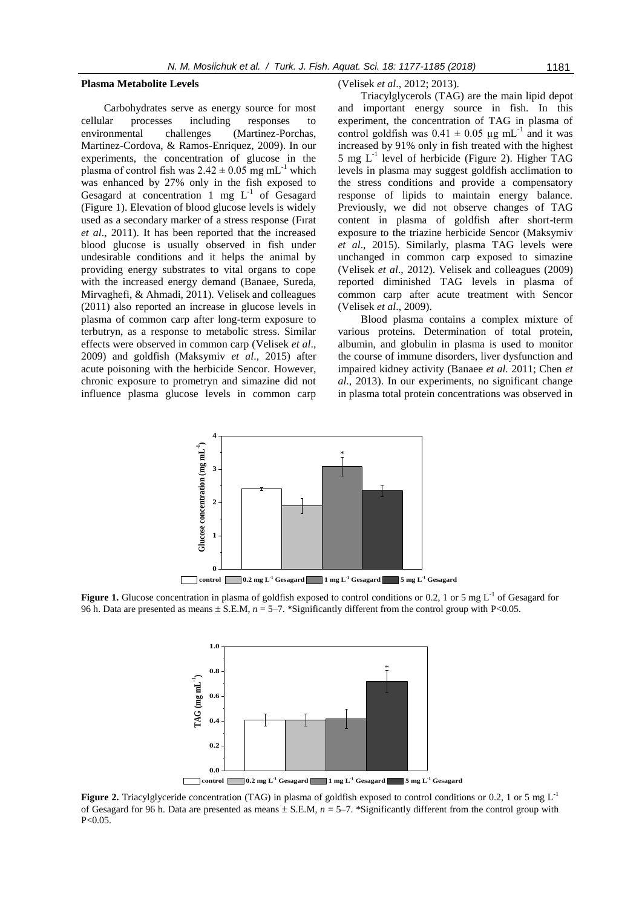### Plasma Metabolite Levels

Carbohydrates serve as energy source for most cellular processes including responses to environmental challenges (Martinez-Porchas, Martinez-Cordova, & Ramos-Enriquez, 2009). In our experiments, the concentration of glucose in the plasma of control fish was $2.42 \pm 0.05$ mg mL$^{-1}$ which was enhanced by 27% only in the fish exposed to Gesagard at concentration 1 mg L$^{-1}$ of Gesagard (Figure 1). Elevation of blood glucose levels is widely used as a secondary marker of a stress response (Fırat *et al*., 2011). It has been reported that the increased blood glucose is usually observed in fish under undesirable conditions and it helps the animal by providing energy substrates to vital organs to cope with the increased energy demand (Banaee, Sureda, Mirvaghefi, & Ahmadi, 2011). Velisek and colleagues (2011) also reported an increase in glucose levels in plasma of common carp after long-term exposure to terbutryn, as a response to metabolic stress. Similar effects were observed in common carp (Velisek *et al*., 2009) and goldfish (Maksymiv *et al*., 2015) after acute poisoning with the herbicide Sencor. However, chronic exposure to prometryn and simazine did not influence plasma glucose levels in common carp (Velisek *et al*., 2012; 2013).

Triacylglycerols (TAG) are the main lipid depot and important energy source in fish. In this experiment, the concentration of TAG in plasma of control goldfish was $0.41 \pm 0.05$ µg mL$^{-1}$ and it was increased by 91% only in fish treated with the highest 5 mg L$^{-1}$ level of herbicide (Figure 2). Higher TAG levels in plasma may suggest goldfish acclimation to the stress conditions and provide a compensatory response of lipids to maintain energy balance. Previously, we did not observe changes of TAG content in plasma of goldfish after short-term exposure to the triazine herbicide Sencor (Maksymiv *et al*., 2015). Similarly, plasma TAG levels were unchanged in common carp exposed to simazine (Velisek *et al*., 2012). Velisek and colleagues (2009) reported diminished TAG levels in plasma of common carp after acute treatment with Sencor (Velisek *et al*., 2009).

Blood plasma contains a complex mixture of various proteins. Determination of total protein, albumin, and globulin in plasma is used to monitor the course of immune disorders, liver dysfunction and impaired kidney activity (Banaee *et al.* 2011; Chen *et al*., 2013). In our experiments, no significant change in plasma total protein concentrations was observed in

**Figure 1.** Glucose concentration in plasma of goldfish exposed to control conditions or 0.2, 1 or 5 mg L$^{-1}$ of Gesagard for 96 h. Data are presented as means ± S.E.M, $n$ = 5–7. *Significantly different from the control group with P<0.05.

**Figure 2.** Triacylglyceride concentration (TAG) in plasma of goldfish exposed to control conditions or 0.2, 1 or 5 mg L$^{-1}$ of Gesagard for 96 h. Data are presented as means ± S.E.M, $n$ = 5–7. *Significantly different from the control group with P<0.05.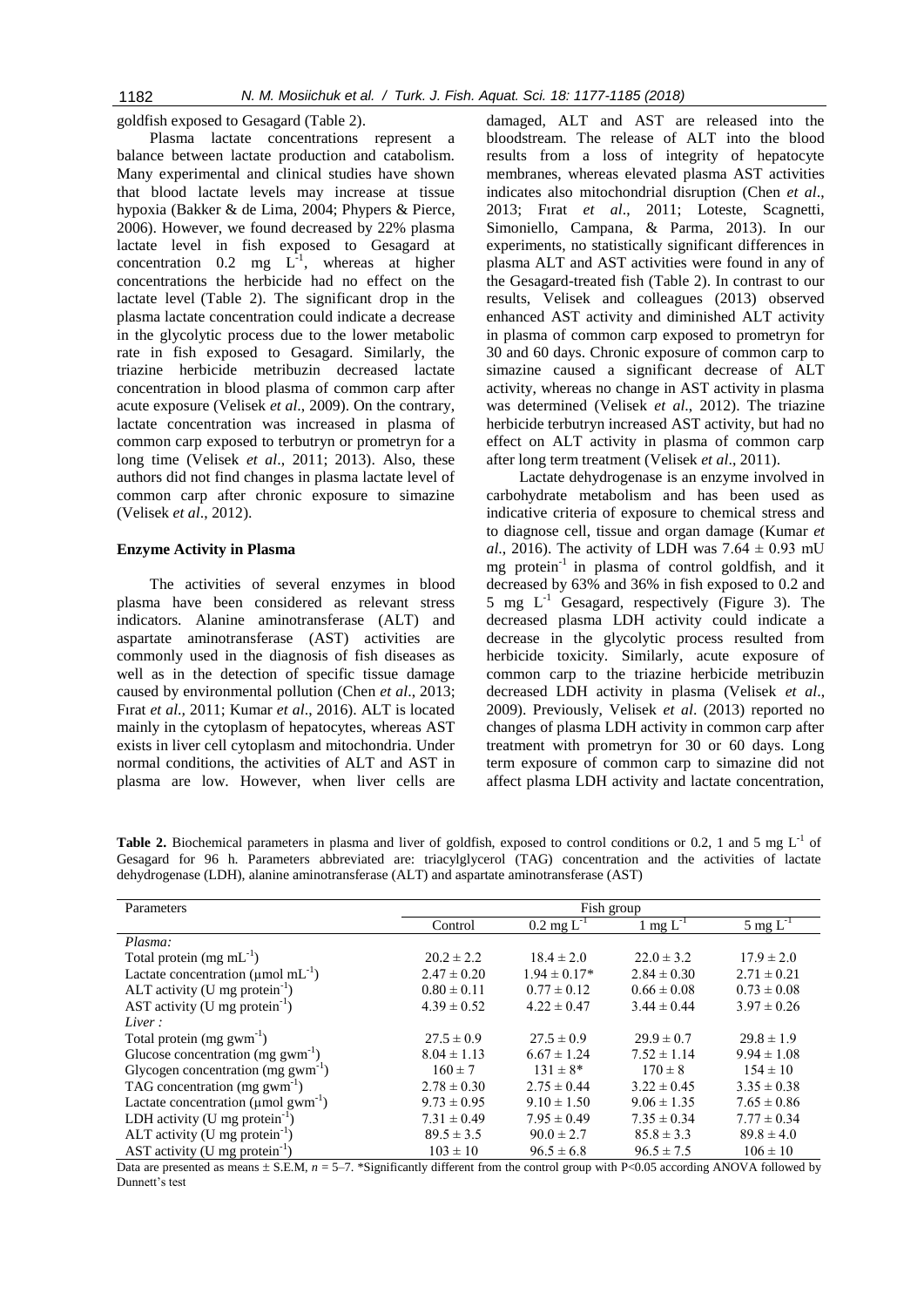goldfish exposed to Gesagard (Table 2).

Plasma lactate concentrations represent a balance between lactate production and catabolism. Many experimental and clinical studies have shown that blood lactate levels may increase at tissue hypoxia (Bakker & de Lima, 2004; Phypers & Pierce, 2006). However, we found decreased by 22% plasma lactate level in fish exposed to Gesagard at concentration 0.2 mg $L^{-1}$, whereas at higher concentrations the herbicide had no effect on the lactate level (Table 2). The significant drop in the plasma lactate concentration could indicate a decrease in the glycolytic process due to the lower metabolic rate in fish exposed to Gesagard. Similarly, the triazine herbicide metribuzin decreased lactate concentration in blood plasma of common carp after acute exposure (Velisek *et al*., 2009). On the contrary, lactate concentration was increased in plasma of common carp exposed to terbutryn or prometryn for a long time (Velisek *et al*., 2011; 2013). Also, these authors did not find changes in plasma lactate level of common carp after chronic exposure to simazine (Velisek *et al*., 2012).

### Enzyme Activity in Plasma

The activities of several enzymes in blood plasma have been considered as relevant stress indicators. Alanine aminotransferase (ALT) and aspartate aminotransferase (AST) activities are commonly used in the diagnosis of fish diseases as well as in the detection of specific tissue damage caused by environmental pollution (Chen *et al*., 2013; Fırat *et al*., 2011; Kumar *et al*., 2016). ALT is located mainly in the cytoplasm of hepatocytes, whereas AST exists in liver cell cytoplasm and mitochondria. Under normal conditions, the activities of ALT and AST in plasma are low. However, when liver cells are damaged, ALT and AST are released into the bloodstream. The release of ALT into the blood results from a loss of integrity of hepatocyte membranes, whereas elevated plasma AST activities indicates also mitochondrial disruption (Chen *et al*., 2013; Fırat *et al*., 2011; Loteste, Scagnetti, Simoniello, Campana, & Parma, 2013). In our experiments, no statistically significant differences in plasma ALT and AST activities were found in any of the Gesagard-treated fish (Table 2). In contrast to our results, Velisek and colleagues (2013) observed enhanced AST activity and diminished ALT activity in plasma of common carp exposed to prometryn for 30 and 60 days. Chronic exposure of common carp to simazine caused a significant decrease of ALT activity, whereas no change in AST activity in plasma was determined (Velisek *et al*., 2012). The triazine herbicide terbutryn increased AST activity, but had no effect on ALT activity in plasma of common carp after long term treatment (Velisek *et al*., 2011).

Lactate dehydrogenase is an enzyme involved in carbohydrate metabolism and has been used as indicative criteria of exposure to chemical stress and to diagnose cell, tissue and organ damage (Kumar *et al*., 2016). The activity of LDH was 7.64 ± 0.93 mU mg $protein^{-1}$ in plasma of control goldfish, and it decreased by 63% and 36% in fish exposed to 0.2 and 5 mg $L^{-1}$ Gesagard, respectively (Figure 3). The decreased plasma LDH activity could indicate a decrease in the glycolytic process resulted from herbicide toxicity. Similarly, acute exposure of common carp to the triazine herbicide metribuzin decreased LDH activity in plasma (Velisek *et al*., 2009). Previously, Velisek *et al*. (2013) reported no changes of plasma LDH activity in common carp after treatment with prometryn for 30 or 60 days. Long term exposure of common carp to simazine did not affect plasma LDH activity and lactate concentration,

**Table 2.** Biochemical parameters in plasma and liver of goldfish, exposed to control conditions or 0.2, 1 and 5 mg $L^{-1}$ of Gesagard for 96 h. Parameters abbreviated are: triacylglycerol (TAG) concentration and the activities of lactate dehydrogenase (LDH), alanine aminotransferase (ALT) and aspartate aminotransferase (AST)

| Parameters | Fish group | | | |
|---|---|---|---|---|
| | Control | 0.2 mg $L^{-1}$ | 1 mg $L^{-1}$ | 5 mg $L^{-1}$ |
| *Plasma:* | | | | |
| Total protein (mg $mL^{-1}$) | 20.2 ± 2.2 | 18.4 ± 2.0 | 22.0 ± 3.2 | 17.9 ± 2.0 |
| Lactate concentration (μmol $mL^{-1}$) | 2.47 ± 0.20 | 1.94 ± 0.17* | 2.84 ± 0.30 | 2.71 ± 0.21 |
| ALT activity (U mg $protein^{-1}$) | 0.80 ± 0.11 | 0.77 ± 0.12 | 0.66 ± 0.08 | 0.73 ± 0.08 |
| AST activity (U mg $protein^{-1}$) | 4.39 ± 0.52 | 4.22 ± 0.47 | 3.44 ± 0.44 | 3.97 ± 0.26 |
| *Liver :* | | | | |
| Total protein (mg $gwm^{-1}$) | 27.5 ± 0.9 | 27.5 ± 0.9 | 29.9 ± 0.7 | 29.8 ± 1.9 |
| Glucose concentration (mg $gwm^{-1}$) | 8.04 ± 1.13 | 6.67 ± 1.24 | 7.52 ± 1.14 | 9.94 ± 1.08 |
| Glycogen concentration (mg $gwm^{-1}$) | 160 ± 7 | 131 ± 8* | 170 ± 8 | 154 ± 10 |
| TAG concentration (mg $gwm^{-1}$) | 2.78 ± 0.30 | 2.75 ± 0.44 | 3.22 ± 0.45 | 3.35 ± 0.38 |
| Lactate concentration (μmol $gwm^{-1}$) | 9.73 ± 0.95 | 9.10 ± 1.50 | 9.06 ± 1.35 | 7.65 ± 0.86 |
| LDH activity (U mg $protein^{-1}$) | 7.31 ± 0.49 | 7.95 ± 0.49 | 7.35 ± 0.34 | 7.77 ± 0.34 |
| ALT activity (U mg $protein^{-1}$) | 89.5 ± 3.5 | 90.0 ± 2.7 | 85.8 ± 3.3 | 89.8 ± 4.0 |
| AST activity (U mg $protein^{-1}$) | 103 ± 10 | 96.5 ± 6.8 | 96.5 ± 7.5 | 106 ± 10 |

Data are presented as means ± S.E.M, *n* = 5–7. *Significantly different from the control group with P<0.05 according ANOVA followed by Dunnett's test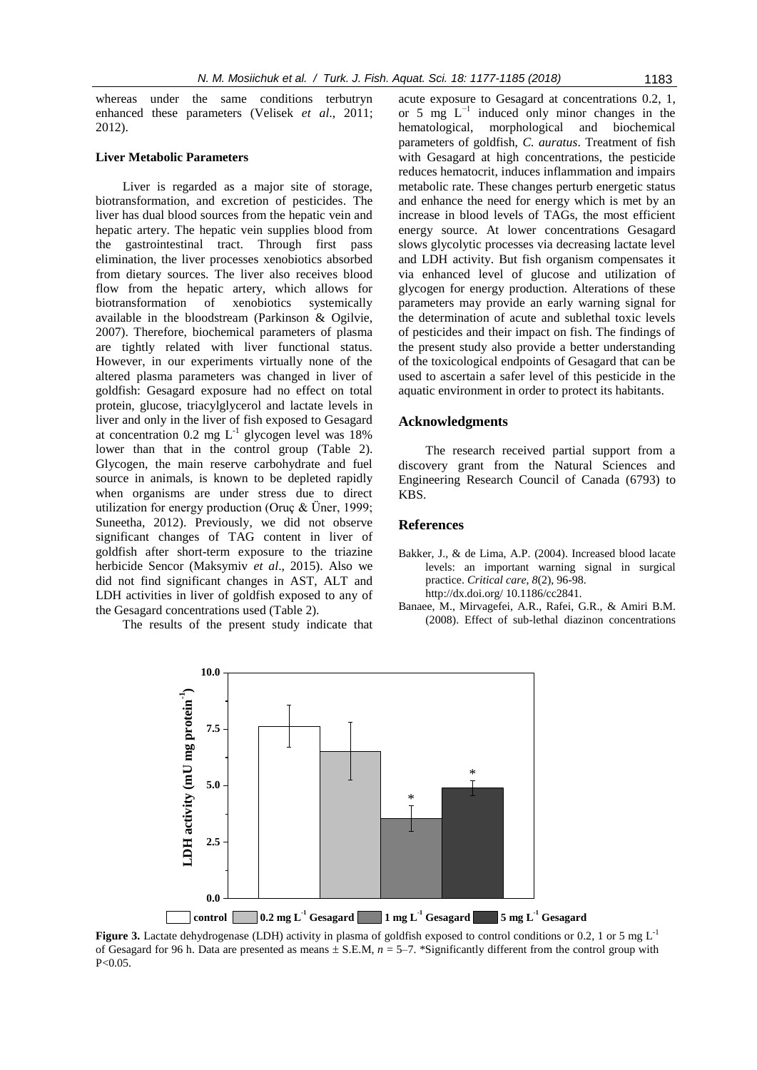whereas under the same conditions terbutryn enhanced these parameters (Velisek *et al*., 2011; 2012).

### Liver Metabolic Parameters

Liver is regarded as a major site of storage, biotransformation, and excretion of pesticides. The liver has dual blood sources from the hepatic vein and hepatic artery. The hepatic vein supplies blood from the gastrointestinal tract. Through first pass elimination, the liver processes xenobiotics absorbed from dietary sources. The liver also receives blood flow from the hepatic artery, which allows for biotransformation of xenobiotics systemically available in the bloodstream (Parkinson & Ogilvie, 2007). Therefore, biochemical parameters of plasma are tightly related with liver functional status. However, in our experiments virtually none of the altered plasma parameters was changed in liver of goldfish: Gesagard exposure had no effect on total protein, glucose, triacylglycerol and lactate levels in liver and only in the liver of fish exposed to Gesagard at concentration 0.2 mg $L^{-1}$ glycogen level was 18% lower than that in the control group (Table 2). Glycogen, the main reserve carbohydrate and fuel source in animals, is known to be depleted rapidly when organisms are under stress due to direct utilization for energy production (Oruç & Üner, 1999; Suneetha, 2012). Previously, we did not observe significant changes of TAG content in liver of goldfish after short-term exposure to the triazine herbicide Sencor (Maksymiv *et al*., 2015). Also we did not find significant changes in AST, ALT and LDH activities in liver of goldfish exposed to any of the Gesagard concentrations used (Table 2).

The results of the present study indicate that acute exposure to Gesagard at concentrations 0.2, 1, or 5 mg $L^{-1}$ induced only minor changes in the hematological, morphological and biochemical parameters of goldfish, *C. auratus*. Treatment of fish with Gesagard at high concentrations, the pesticide reduces hematocrit, induces inflammation and impairs metabolic rate. These changes perturb energetic status and enhance the need for energy which is met by an increase in blood levels of TAGs, the most efficient energy source. At lower concentrations Gesagard slows glycolytic processes via decreasing lactate level and LDH activity. But fish organism compensates it via enhanced level of glucose and utilization of glycogen for energy production. Alterations of these parameters may provide an early warning signal for the determination of acute and sublethal toxic levels of pesticides and their impact on fish. The findings of the present study also provide a better understanding of the toxicological endpoints of Gesagard that can be used to ascertain a safer level of this pesticide in the aquatic environment in order to protect its habitants.

## Acknowledgments

The research received partial support from a discovery grant from the Natural Sciences and Engineering Research Council of Canada (6793) to KBS.

## References

Bakker, J., & de Lima, A.P. (2004). Increased blood lacate levels: an important warning signal in surgical practice. *Critical care*, *8*(2), 96-98. http://dx.doi.org/ 10.1186/cc2841.

Banaee, M., Mirvagefei, A.R., Rafei, G.R., & Amiri B.M. (2008). Effect of sub-lethal diazinon concentrations

**Figure 3.** Lactate dehydrogenase (LDH) activity in plasma of goldfish exposed to control conditions or 0.2, 1 or 5 mg $L^{-1}$ of Gesagard for 96 h. Data are presented as means ± S.E.M, $n$ = 5–7. *Significantly different from the control group with P<0.05.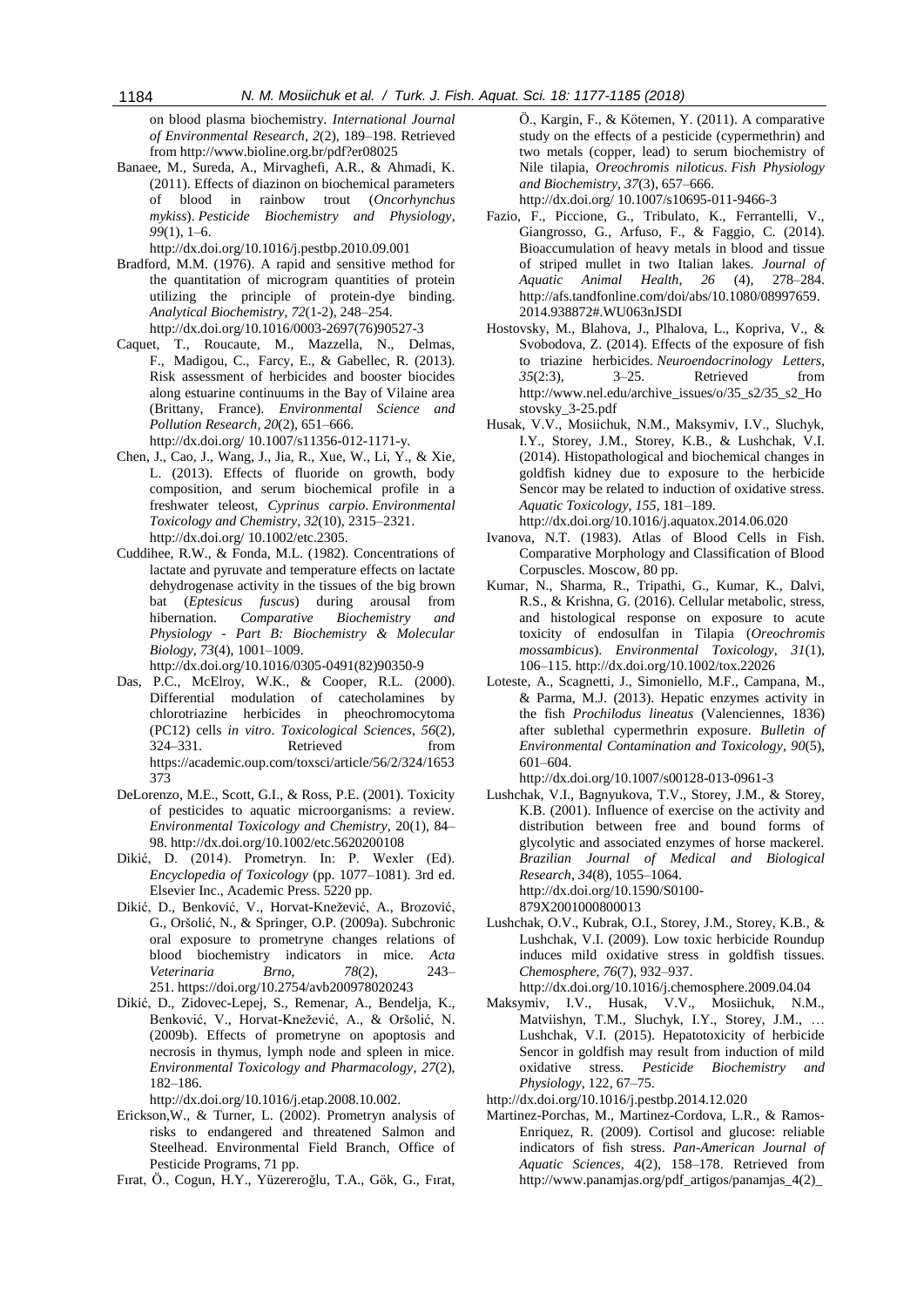on blood plasma biochemistry. *International Journal of Environmental Research*, *2*(2), 189–198. Retrieved from http://www.bioline.org.br/pdf?er08025

Banaee, M., Sureda, A., Mirvaghefi, A.R., & Ahmadi, K. (2011). Effects of diazinon on biochemical parameters of blood in rainbow trout (*Oncorhynchus mykiss*). *Pesticide Biochemistry and Physiology*, *99*(1), 1–6. http://dx.doi.org/10.1016/j.pestbp.2010.09.001

Bradford, M.M. (1976). A rapid and sensitive method for the quantitation of microgram quantities of protein utilizing the principle of protein-dye binding. *Analytical Biochemistry*, *72*(1-2), 248–254. http://dx.doi.org/10.1016/0003-2697(76)90527-3

Caquet, T., Roucaute, M., Mazzella, N., Delmas, F., Madigou, C., Farcy, E., & Gabellec, R. (2013). Risk assessment of herbicides and booster biocides along estuarine continuums in the Bay of Vilaine area (Brittany, France). *Environmental Science and Pollution Research*, *20*(2), 651–666. http://dx.doi.org/ 10.1007/s11356-012-1171-y.

Chen, J., Cao, J., Wang, J., Jia, R., Xue, W., Li, Y., & Xie, L. (2013). Effects of fluoride on growth, body composition, and serum biochemical profile in a freshwater teleost, *Cyprinus carpio*. *Environmental Toxicology and Chemistry*, *32*(10), 2315–2321. http://dx.doi.org/ 10.1002/etc.2305.

Cuddihee, R.W., & Fonda, M.L. (1982). Concentrations of lactate and pyruvate and temperature effects on lactate dehydrogenase activity in the tissues of the big brown bat (*Eptesicus fuscus*) during arousal from hibernation. *Comparative Biochemistry and Physiology - Part B: Biochemistry & Molecular Biology*, *73*(4), 1001–1009. http://dx.doi.org/10.1016/0305-0491(82)90350-9

Das, P.C., McElroy, W.K., & Cooper, R.L. (2000). Differential modulation of catecholamines by chlorotriazine herbicides in pheochromocytoma (PC12) cells *in vitro*. *Toxicological Sciences*, *56*(2), 324–331. Retrieved from https://academic.oup.com/toxsci/article/56/2/324/1653373

DeLorenzo, M.E., Scott, G.I., & Ross, P.E. (2001). Toxicity of pesticides to aquatic microorganisms: a review. *Environmental Toxicology and Chemistry*, 20(1), 84–98. http://dx.doi.org/10.1002/etc.5620200108

Dikić, D. (2014). Prometryn. In: P. Wexler (Ed). *Encyclopedia of Toxicology* (pp. 1077–1081). 3rd ed. Elsevier Inc., Academic Press. 5220 pp.

Dikić, D., Benković, V., Horvat-Knežević, A., Brozović, G., Oršolić, N., & Springer, O.P. (2009a). Subchronic oral exposure to prometryne changes relations of blood biochemistry indicators in mice. *Acta Veterinaria Brno*, *78*(2), 243–251. https://doi.org/10.2754/avb200978020243

Dikić, D., Zidovec-Lepej, S., Remenar, A., Bendelja, K., Benković, V., Horvat-Knežević, A., & Oršolić, N. (2009b). Effects of prometryne on apoptosis and necrosis in thymus, lymph node and spleen in mice. *Environmental Toxicology and Pharmacology*, *27*(2), 182–186. http://dx.doi.org/10.1016/j.etap.2008.10.002.

Erickson,W., & Turner, L. (2002). Prometryn analysis of risks to endangered and threatened Salmon and Steelhead. Environmental Field Branch, Office of Pesticide Programs, 71 pp.

Fırat, Ö., Cogun, H.Y., Yüzereroğlu, T.A., Gök, G., Fırat, Ö., Kargin, F., & Kötemen, Y. (2011). A comparative study on the effects of a pesticide (cypermethrin) and two metals (copper, lead) to serum biochemistry of Nile tilapia, *Oreochromis niloticus*. *Fish Physiology and Biochemistry*, *37*(3), 657–666. http://dx.doi.org/ 10.1007/s10695-011-9466-3

Fazio, F., Piccione, G., Tribulato, K., Ferrantelli, V., Giangrosso, G., Arfuso, F., & Faggio, C. (2014). Bioaccumulation of heavy metals in blood and tissue of striped mullet in two Italian lakes. *Journal of Aquatic Animal Health*, *26* (4), 278–284. http://afs.tandfonline.com/doi/abs/10.1080/08997659.2014.938872#.WU063nJSDI

Hostovsky, M., Blahova, J., Plhalova, L., Kopriva, V., & Svobodova, Z. (2014). Effects of the exposure of fish to triazine herbicides. *Neuroendocrinology Letters*, *35*(2:3), 3–25. Retrieved from http://www.nel.edu/archive_issues/o/35_s2/35_s2_Hostovsky_3-25.pdf

Husak, V.V., Mosiichuk, N.M., Maksymiv, I.V., Sluchyk, I.Y., Storey, J.M., Storey, K.B., & Lushchak, V.I. (2014). Histopathological and biochemical changes in goldfish kidney due to exposure to the herbicide Sencor may be related to induction of oxidative stress. *Aquatic Toxicology*, *155*, 181–189. http://dx.doi.org/10.1016/j.aquatox.2014.06.020

Ivanova, N.T. (1983). Atlas of Blood Cells in Fish. Comparative Morphology and Classification of Blood Corpuscles. Moscow, 80 pp.

Kumar, N., Sharma, R., Tripathi, G., Kumar, K., Dalvi, R.S., & Krishna, G. (2016). Cellular metabolic, stress, and histological response on exposure to acute toxicity of endosulfan in Tilapia (*Oreochromis mossambicus*). *Environmental Toxicology*, *31*(1), 106–115. http://dx.doi.org/10.1002/tox.22026

Loteste, A., Scagnetti, J., Simoniello, M.F., Campana, M., & Parma, M.J. (2013). Hepatic enzymes activity in the fish *Prochilodus lineatus* (Valenciennes, 1836) after sublethal cypermethrin exposure. *Bulletin of Environmental Contamination and Toxicology*, *90*(5), 601–604. http://dx.doi.org/10.1007/s00128-013-0961-3

Lushchak, V.I., Bagnyukova, T.V., Storey, J.M., & Storey, K.B. (2001). Influence of exercise on the activity and distribution between free and bound forms of glycolytic and associated enzymes of horse mackerel. *Brazilian Journal of Medical and Biological Research*, *34*(8), 1055–1064. http://dx.doi.org/10.1590/S0100-879X2001000800013

Lushchak, O.V., Kubrak, O.I., Storey, J.M., Storey, K.B., & Lushchak, V.I. (2009). Low toxic herbicide Roundup induces mild oxidative stress in goldfish tissues. *Chemosphere*, *76*(7), 932–937. http://dx.doi.org/10.1016/j.chemosphere.2009.04.04

Maksymiv, I.V., Husak, V.V., Mosiichuk, N.M., Matviishyn, T.M., Sluchyk, I.Y., Storey, J.M., … Lushchak, V.I. (2015). Hepatotoxicity of herbicide Sencor in goldfish may result from induction of mild oxidative stress. *Pesticide Biochemistry and Physiology*, 122, 67–75. http://dx.doi.org/10.1016/j.pestbp.2014.12.020

Martinez-Porchas, M., Martinez-Cordova, L.R., & Ramos-Enriquez, R. (2009). Cortisol and glucose: reliable indicators of fish stress. *Pan-American Journal of Aquatic Sciences*, 4(2), 158–178. Retrieved from http://www.panamjas.org/pdf_artigos/panamjas_4(2)_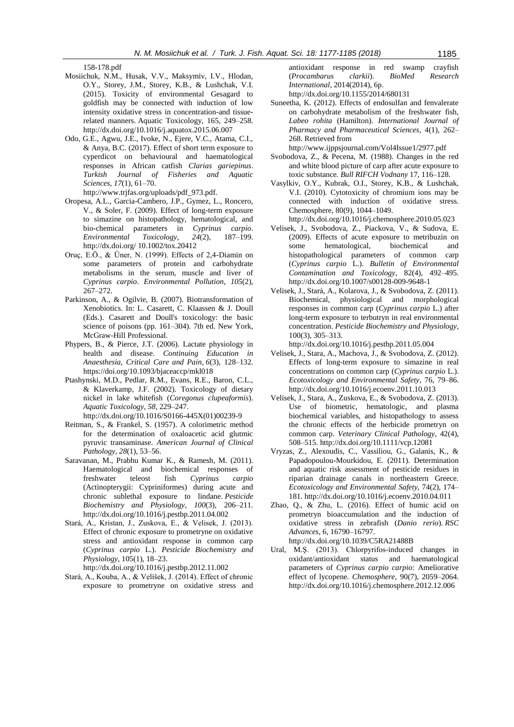158-178.pdf

Mosiichuk, N.M., Husak, V.V., Maksymiv, I.V., Hlodan, O.Y., Storey, J.M., Storey, K.B., & Lushchak, V.I. (2015). Toxicity of environmental Gesagard to goldfish may be connected with induction of low intensity oxidative stress in concentration-and tissue-related manners. Aquatic Toxicology, 165, 249–258. http://dx.doi.org/10.1016/j.aquatox.2015.06.007

Odo, G.E., Agwu, J.E., Ivoke, N., Ejere, V.C., Atama, C.I., & Anya, B.C. (2017). Effect of short term exposure to cyperdicot on behavioural and haematological responses in African catfish *Clarias gariepinus*. *Turkish Journal of Fisheries and Aquatic Sciences*, *17*(1), 61–70. http://www.trjfas.org/uploads/pdf_973.pdf.

Oropesa, A.L., Garcia-Cambero, J.P., Gymez, L., Roncero, V., & Soler, F. (2009). Effect of long-term exposure to simazine on histopathology, hematological, and bio-chemical parameters in *Cyprinus carpio*. *Environmental Toxicology*, *24*(2), 187–199. http://dx.doi.org/ 10.1002/tox.20412

Oruç, E.Ö., & Üner, N. (1999). Effects of 2,4-Diamin on some parameters of protein and carbohydrate metabolisms in the serum, muscle and liver of *Cyprinus carpio*. *Environmental Pollution*, *105*(2), 267–272.

Parkinson, A., & Ogilvie, B. (2007). Biotransformation of Xenobiotics. In: L. Casarett, C. Klaassen & J. Doull (Eds.). Casarett and Doull's toxicology: the basic science of poisons (pp. 161–304). 7th ed. New York, McGraw-Hill Professional.

Phypers, B., & Pierce, J.T. (2006). Lactate physiology in health and disease. *Continuing Education in Anaesthesia, Critical Care and Pain*, *6*(3), 128–132. https://doi.org/10.1093/bjaceaccp/mkl018

Ptashynski, M.D., Pedlar, R.M., Evans, R.E., Baron, C.L., & Klaverkamp, J.F. (2002). Toxicology of dietary nickel in lake whitefish (*Coregonus clupeaformis*). *Aquatic Toxicology*, *58*, 229–247. http://dx.doi.org/10.1016/S0166-445X(01)00239-9

Reitman, S., & Frankel, S. (1957). A colorimetric method for the determination of oxaloacetic acid glutmic pyruvic transaminase. *American Journal of Clinical Pathology*, *28*(1), 53–56.

Saravanan, M., Prabhu Kumar K., & Ramesh, M. (2011). Haematological and biochemical responses of freshwater teleost fish *Cyprinus carpio* (Actinopterygii: Cypriniformes) during acute and chronic sublethal exposure to lindane. *Pesticide Biochemistry and Physiology*, *100*(3), 206–211. http://dx.doi.org/10.1016/j.pestbp.2011.04.002

Stará, A., Kristan, J., Zuskova, E., & Velisek, J. (2013). Effect of chronic exposure to prometryne on oxidative stress and antioxidant response in common carp (*Cyprinus carpio* L.). *Pesticide Biochemistry and Physiology*, 105(1), 18–23. http://dx.doi.org/10.1016/j.pestbp.2012.11.002

Stará, A., Kouba, A., & Velíšek, J. (2014). Effect of chronic exposure to prometryne on oxidative stress and antioxidant response in red swamp crayfish (*Procambarus clarkii*). *BioMed Research International*, 2014(2014), 6p. http://dx.doi.org/10.1155/2014/680131

Suneetha, K. (2012). Effects of endosulfan and fenvalerate on carbohydrate metabolism of the freshwater fish, *Labeo rohita* (Hamilton). *International Journal of Pharmacy and Pharmaceutical Sciences*, 4(1), 262–268. Retrieved from http://www.ijppsjournal.com/Vol4Issue1/2977.pdf

Svobodova, Z., & Pecena, M. (1988). Changes in the red and white blood picture of carp after acute exposure to toxic substance. *Bull RIFCH Vodnany* 17, 116–128.

Vasylkiv, O.Y., Kubrak, O.I., Storey, K.B., & Lushchak, V.I. (2010). Cytotoxicity of chromium ions may be connected with induction of oxidative stress. Chemosphere, 80(9), 1044–1049. http://dx.doi.org/10.1016/j.chemosphere.2010.05.023

Velisek, J., Svobodova, Z., Piackova, V., & Sudova, E. (2009). Effects of acute exposure to metribuzin on some hematological, biochemical and histopathological parameters of common carp (*Cyprinus carpio* L.). *Bulletin of Environmental Contamination and Toxicology*, 82(4), 492–495. http://dx.doi.org/10.1007/s00128-009-9648-1

Velisek, J., Stará, A., Kolarova, J., & Svobodova, Z. (2011). Biochemical, physiological and morphological responses in common carp (*Cyprinus carpio* L.) after long-term exposure to terbutryn in real environmental concentration. *Pesticide Biochemistry and Physiology*, 100(3), 305–313. http://dx.doi.org/10.1016/j.pestbp.2011.05.004

Velisek, J., Stara, A., Machova, J., & Svobodova, Z. (2012). Effects of long-term exposure to simazine in real concentrations on common carp (*Cyprinus carpio* L.). *Ecotoxicology and Environmental Safety*, 76, 79–86. http://dx.doi.org/10.1016/j.ecoenv.2011.10.013

Velisek, J., Stara, A., Zuskova, E., & Svobodova, Z. (2013). Use of biometric, hematologic, and plasma biochemical variables, and histopathology to assess the chronic effects of the herbicide prometryn on common carp. *Veterinary Clinical Pathology*, 42(4), 508–515. http://dx.doi.org/10.1111/vcp.12081

Vryzas, Z., Alexoudis, C., Vassiliou, G., Galanis, K., & Papadopoulou-Mourkidou, E. (2011). Determination and aquatic risk assessment of pesticide residues in riparian drainage canals in northeastern Greece. *Ecotoxicology and Environmental Safety*, 74(2), 174–181. http://dx.doi.org/10.1016/j.ecoenv.2010.04.011

Zhao, Q., & Zhu, L. (2016). Effect of humic acid on prometryn bioaccumulation and the induction of oxidative stress in zebrafish (*Danio rerio*). *RSC Advances*, 6, 16790–16797. http://dx.doi.org/10.1039/C5RA21488B

Ural, M.Ş. (2013). Chlorpyrifos-induced changes in oxidant/antioxidant status and haematological parameters of *Cyprinus carpio carpio*: Ameliorative effect of lycopene. *Chemosphere*, 90(7), 2059–2064. http://dx.doi.org/10.1016/j.chemosphere.2012.12.006